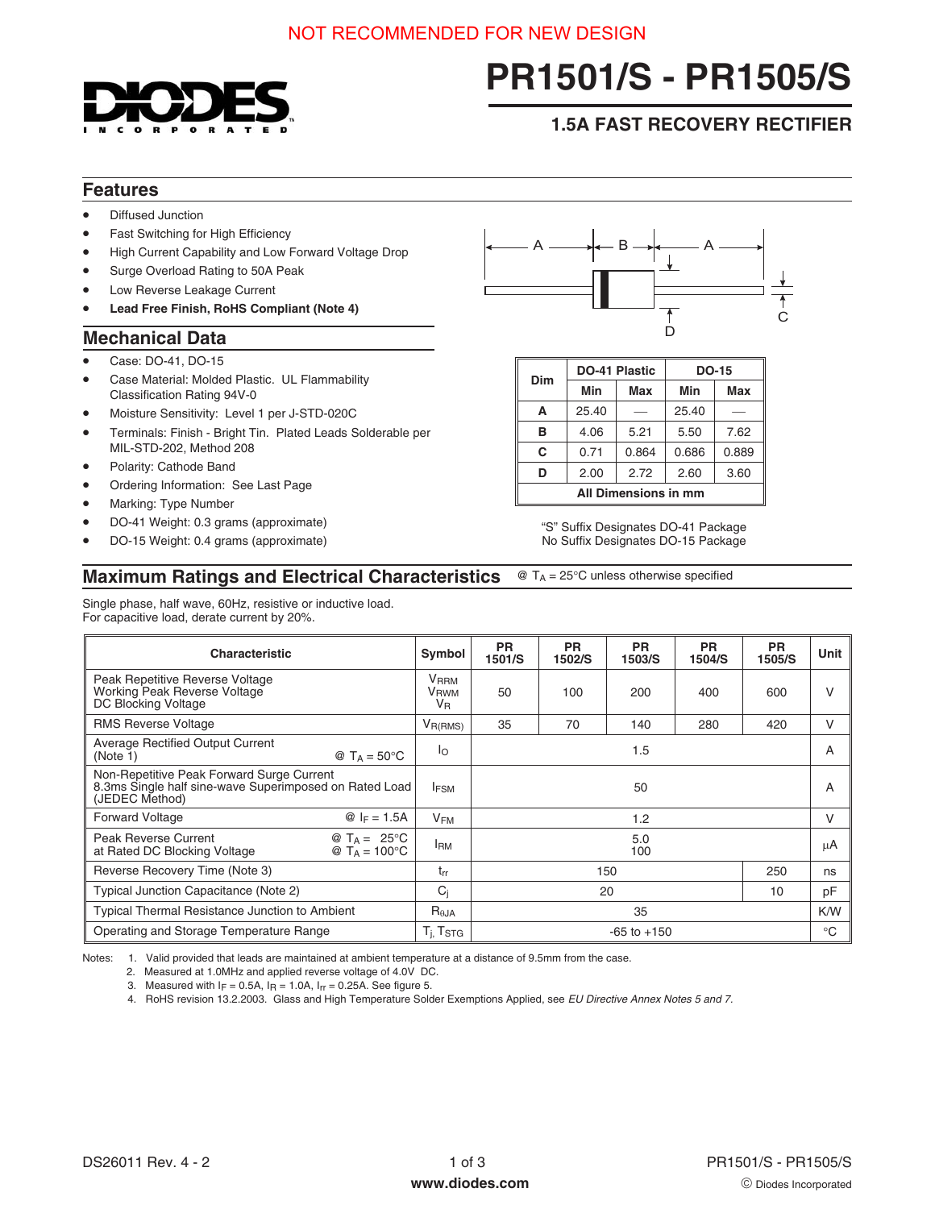NOT RECOMMENDED FOR NEW DESIGN

# PR1501/S - PR1505/S

## 1.5A FAST RECOVERY RECTIFIER

## Features

- Diffused Junction
- Fast Switching for High Efficiency
- High Current Capability and Low Forward Voltage Drop
- Surge Overload Rating to 50A Peak
- Low Reverse Leakage Current
- **Lead Free Finish, RoHS Compliant (Note 4)**

## Mechanical Data

- Case: DO-41, DO-15
- Case Material: Molded Plastic. UL Flammability Classification Rating 94V-0
- Moisture Sensitivity: Level 1 per J-STD-020C
- Terminals: Finish - Bright Tin. Plated Leads Solderable per MIL-STD-202, Method 208
- Polarity: Cathode Band
- Ordering Information: See Last Page
- Marking: Type Number
- DO-41 Weight: 0.3 grams (approximate)
- DO-15 Weight: 0.4 grams (approximate)

| Dim | DO-41 Plastic | | DO-15 | |
|---|---|---|---|---|
| | Min | Max | Min | Max |
| A | 25.40 | — | 25.40 | — |
| B | 4.06 | 5.21 | 5.50 | 7.62 |
| C | 0.71 | 0.864 | 0.686 | 0.889 |
| D | 2.00 | 2.72 | 2.60 | 3.60 |
| All Dimensions in mm | | | | |

"S" Suffix Designates DO-41 Package
No Suffix Designates DO-15 Package

## Maximum Ratings and Electrical Characteristics

@ $T_A$ = 25°C unless otherwise specified

Single phase, half wave, 60Hz, resistive or inductive load.
For capacitive load, derate current by 20%.

| Characteristic | Symbol | PR 1501/S | PR 1502/S | PR 1503/S | PR 1504/S | PR 1505/S | Unit |
|---|---|---|---|---|---|---|---|
| Peak Repetitive Reverse Voltage<br>Working Peak Reverse Voltage<br>DC Blocking Voltage | $V_{RRM}$<br>$V_{RWM}$<br>$V_R$ | 50 | 100 | 200 | 400 | 600 | V |
| RMS Reverse Voltage | $V_{R(RMS)}$ | 35 | 70 | 140 | 280 | 420 | V |
| Average Rectified Output Current (Note 1) @ $T_A$ = 50°C | $I_O$ | 1.5 | | | | | A |
| Non-Repetitive Peak Forward Surge Current 8.3ms Single half sine-wave Superimposed on Rated Load (JEDEC Method) | $I_{FSM}$ | 50 | | | | | A |
| Forward Voltage @ $I_F$ = 1.5A | $V_{FM}$ | 1.2 | | | | | V |
| Peak Reverse Current at Rated DC Blocking Voltage @ $T_A$ = 25°C<br>@ $T_A$ = 100°C | $I_{RM}$ | 5.0<br>100 | | | | | µA |
| Reverse Recovery Time (Note 3) | $t_{rr}$ | 150 | | | | 250 | ns |
| Typical Junction Capacitance (Note 2) | $C_j$ | 20 | | | | 10 | pF |
| Typical Thermal Resistance Junction to Ambient | $R_{\theta JA}$ | 35 | | | | | K/W |
| Operating and Storage Temperature Range | $T_j, T_{STG}$ | -65 to +150 | | | | | °C |

Notes:
1. Valid provided that leads are maintained at ambient temperature at a distance of 9.5mm from the case.
2. Measured at 1.0MHz and applied reverse voltage of 4.0V DC.
3. Measured with $I_F$ = 0.5A, $I_R$ = 1.0A, $I_{rr}$ = 0.25A. See figure 5.
4. RoHS revision 13.2.2003. Glass and High Temperature Solder Exemptions Applied, see *EU Directive Annex Notes 5 and 7*.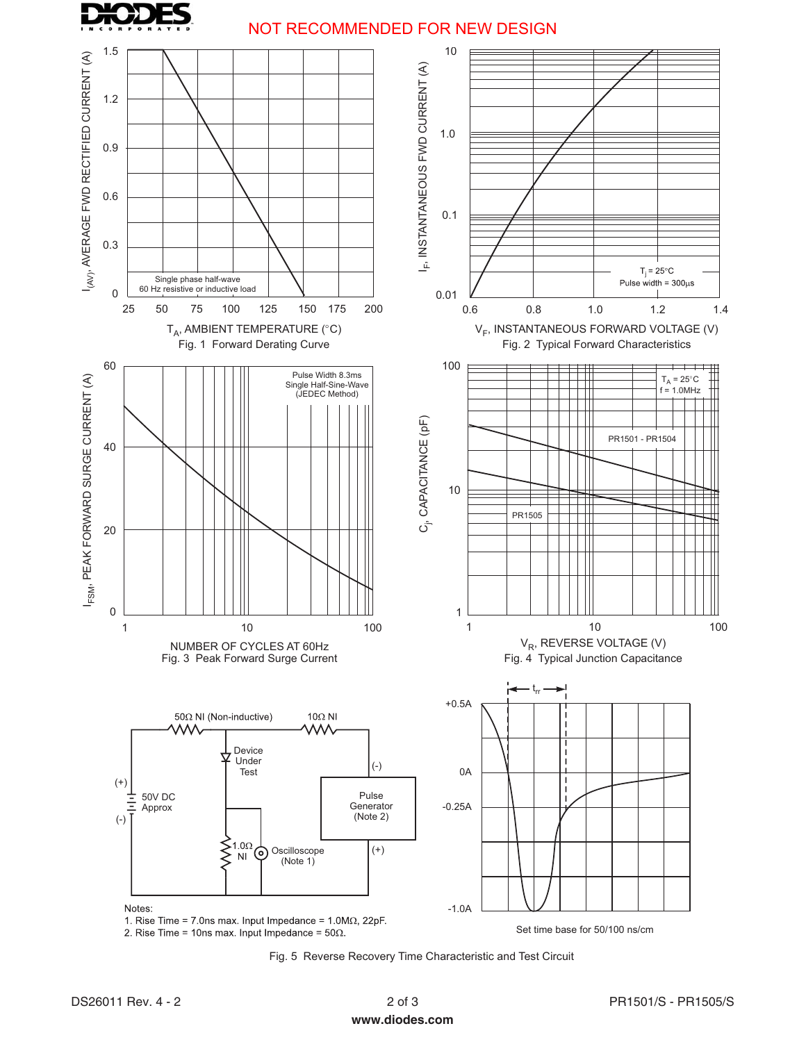NOT RECOMMENDED FOR NEW DESIGN

$I_{(AV)}$, AVERAGE FWD RECTIFIED CURRENT (A)

Single phase half-wave
60 Hz resistive or inductive load

$T_A$, AMBIENT TEMPERATURE (°C)

Fig. 1 Forward Derating Curve

$I_F$, INSTANTANEOUS FWD CURRENT (A)

$T_j$ = 25°C
Pulse width = 300µs

$V_F$, INSTANTANEOUS FORWARD VOLTAGE (V)

Fig. 2 Typical Forward Characteristics

$I_{FSM}$, PEAK FORWARD SURGE CURRENT (A)

Pulse Width 8.3ms
Single Half-Sine-Wave
(JEDEC Method)

NUMBER OF CYCLES AT 60Hz

Fig. 3 Peak Forward Surge Current

$C_j$, CAPACITANCE (pF)

$T_A$ = 25°C
f = 1.0MHz

PR1501 - PR1504

PR1505

$V_R$, REVERSE VOLTAGE (V)

Fig. 4 Typical Junction Capacitance

50Ω NI (Non-inductive)

10Ω NI

Device Under Test

50V DC Approx

Pulse Generator (Note 2)

1.0Ω NI

Oscilloscope (Note 1)

Notes:
1. Rise Time = 7.0ns max. Input Impedance = 1.0MΩ, 22pF.
2. Rise Time = 10ns max. Input Impedance = 50Ω.

$t_{rr}$

Set time base for 50/100 ns/cm

Fig. 5 Reverse Recovery Time Characteristic and Test Circuit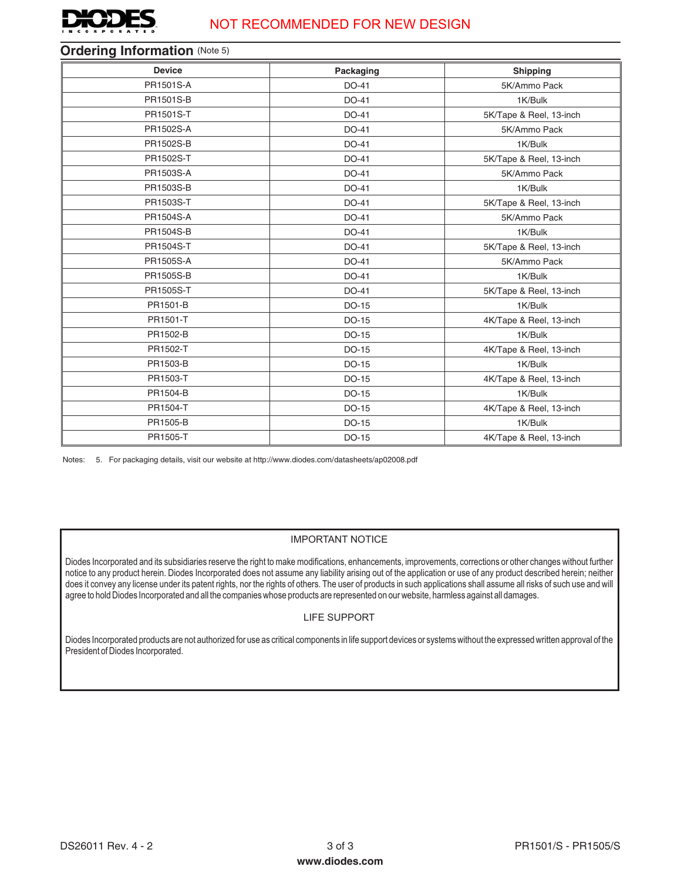NOT RECOMMENDED FOR NEW DESIGN

## Ordering Information (Note 5)

| Device | Packaging | Shipping |
|---|---|---|
| PR1501S-A | DO-41 | 5K/Ammo Pack |
| PR1501S-B | DO-41 | 1K/Bulk |
| PR1501S-T | DO-41 | 5K/Tape & Reel, 13-inch |
| PR1502S-A | DO-41 | 5K/Ammo Pack |
| PR1502S-B | DO-41 | 1K/Bulk |
| PR1502S-T | DO-41 | 5K/Tape & Reel, 13-inch |
| PR1503S-A | DO-41 | 5K/Ammo Pack |
| PR1503S-B | DO-41 | 1K/Bulk |
| PR1503S-T | DO-41 | 5K/Tape & Reel, 13-inch |
| PR1504S-A | DO-41 | 5K/Ammo Pack |
| PR1504S-B | DO-41 | 1K/Bulk |
| PR1504S-T | DO-41 | 5K/Tape & Reel, 13-inch |
| PR1505S-A | DO-41 | 5K/Ammo Pack |
| PR1505S-B | DO-41 | 1K/Bulk |
| PR1505S-T | DO-41 | 5K/Tape & Reel, 13-inch |
| PR1501-B | DO-15 | 1K/Bulk |
| PR1501-T | DO-15 | 4K/Tape & Reel, 13-inch |
| PR1502-B | DO-15 | 1K/Bulk |
| PR1502-T | DO-15 | 4K/Tape & Reel, 13-inch |
| PR1503-B | DO-15 | 1K/Bulk |
| PR1503-T | DO-15 | 4K/Tape & Reel, 13-inch |
| PR1504-B | DO-15 | 1K/Bulk |
| PR1504-T | DO-15 | 4K/Tape & Reel, 13-inch |
| PR1505-B | DO-15 | 1K/Bulk |
| PR1505-T | DO-15 | 4K/Tape & Reel, 13-inch |

Notes: 5. For packaging details, visit our website at http://www.diodes.com/datasheets/ap02008.pdf

IMPORTANT NOTICE

Diodes Incorporated and its subsidiaries reserve the right to make modifications, enhancements, improvements, corrections or other changes without further notice to any product herein. Diodes Incorporated does not assume any liability arising out of the application or use of any product described herein; neither does it convey any license under its patent rights, nor the rights of others. The user of products in such applications shall assume all risks of such use and will agree to hold Diodes Incorporated and all the companies whose products are represented on our website, harmless against all damages.

LIFE SUPPORT

Diodes Incorporated products are not authorized for use as critical components in life support devices or systems without the expressed written approval of the President of Diodes Incorporated.